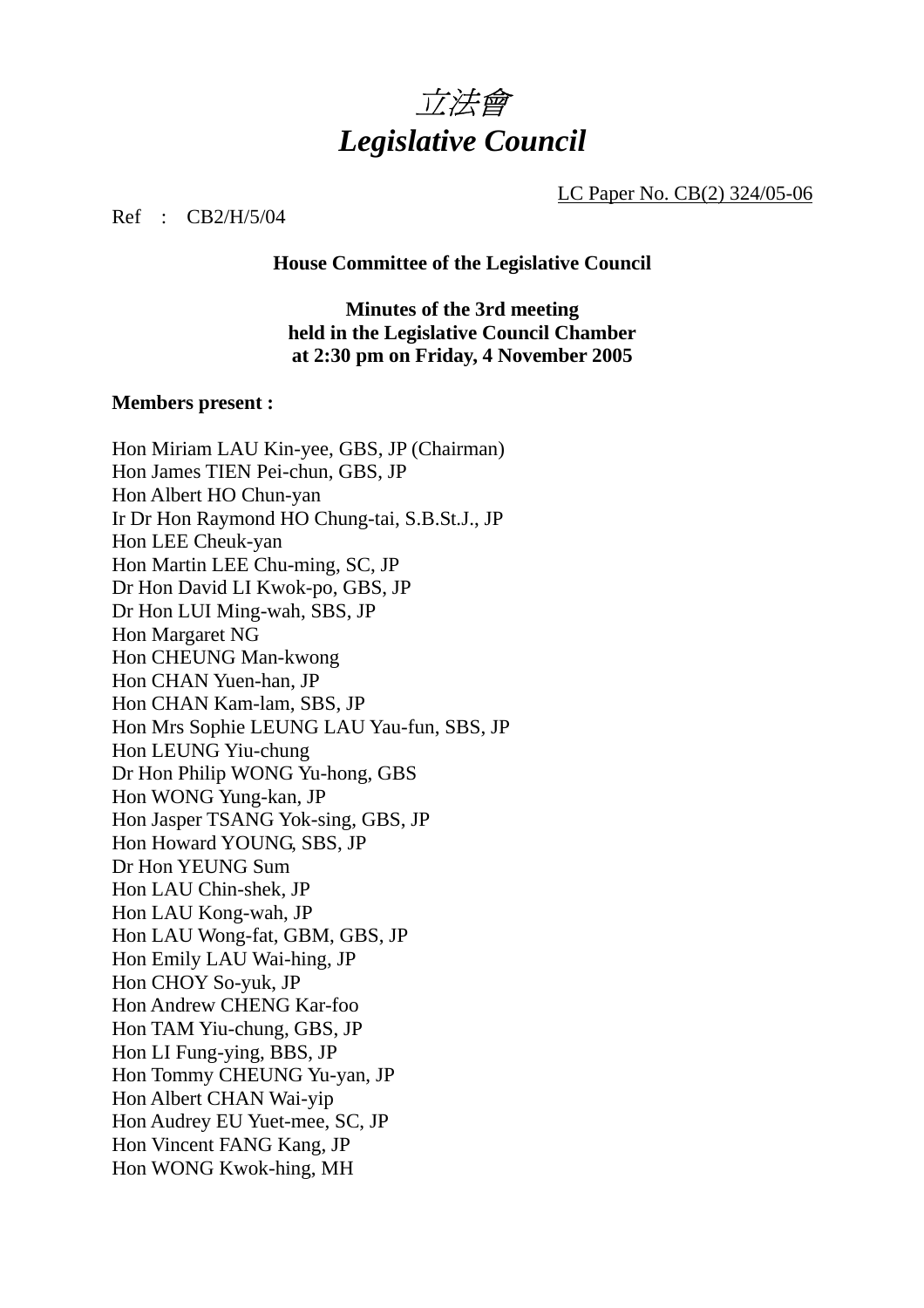# *立法會*
# *Legislative Council*

LC Paper No. CB(2) 324/05-06

Ref : CB2/H/5/04

**House Committee of the Legislative Council**

**Minutes of the 3rd meeting**
**held in the Legislative Council Chamber**
**at 2:30 pm on Friday, 4 November 2005**

**Members present :**

Hon Miriam LAU Kin-yee, GBS, JP (Chairman)
Hon James TIEN Pei-chun, GBS, JP
Hon Albert HO Chun-yan
Ir Dr Hon Raymond HO Chung-tai, S.B.St.J., JP
Hon LEE Cheuk-yan
Hon Martin LEE Chu-ming, SC, JP
Dr Hon David LI Kwok-po, GBS, JP
Dr Hon LUI Ming-wah, SBS, JP
Hon Margaret NG
Hon CHEUNG Man-kwong
Hon CHAN Yuen-han, JP
Hon CHAN Kam-lam, SBS, JP
Hon Mrs Sophie LEUNG LAU Yau-fun, SBS, JP
Hon LEUNG Yiu-chung
Dr Hon Philip WONG Yu-hong, GBS
Hon WONG Yung-kan, JP
Hon Jasper TSANG Yok-sing, GBS, JP
Hon Howard YOUNG, SBS, JP
Dr Hon YEUNG Sum
Hon LAU Chin-shek, JP
Hon LAU Kong-wah, JP
Hon LAU Wong-fat, GBM, GBS, JP
Hon Emily LAU Wai-hing, JP
Hon CHOY So-yuk, JP
Hon Andrew CHENG Kar-foo
Hon TAM Yiu-chung, GBS, JP
Hon LI Fung-ying, BBS, JP
Hon Tommy CHEUNG Yu-yan, JP
Hon Albert CHAN Wai-yip
Hon Audrey EU Yuet-mee, SC, JP
Hon Vincent FANG Kang, JP
Hon WONG Kwok-hing, MH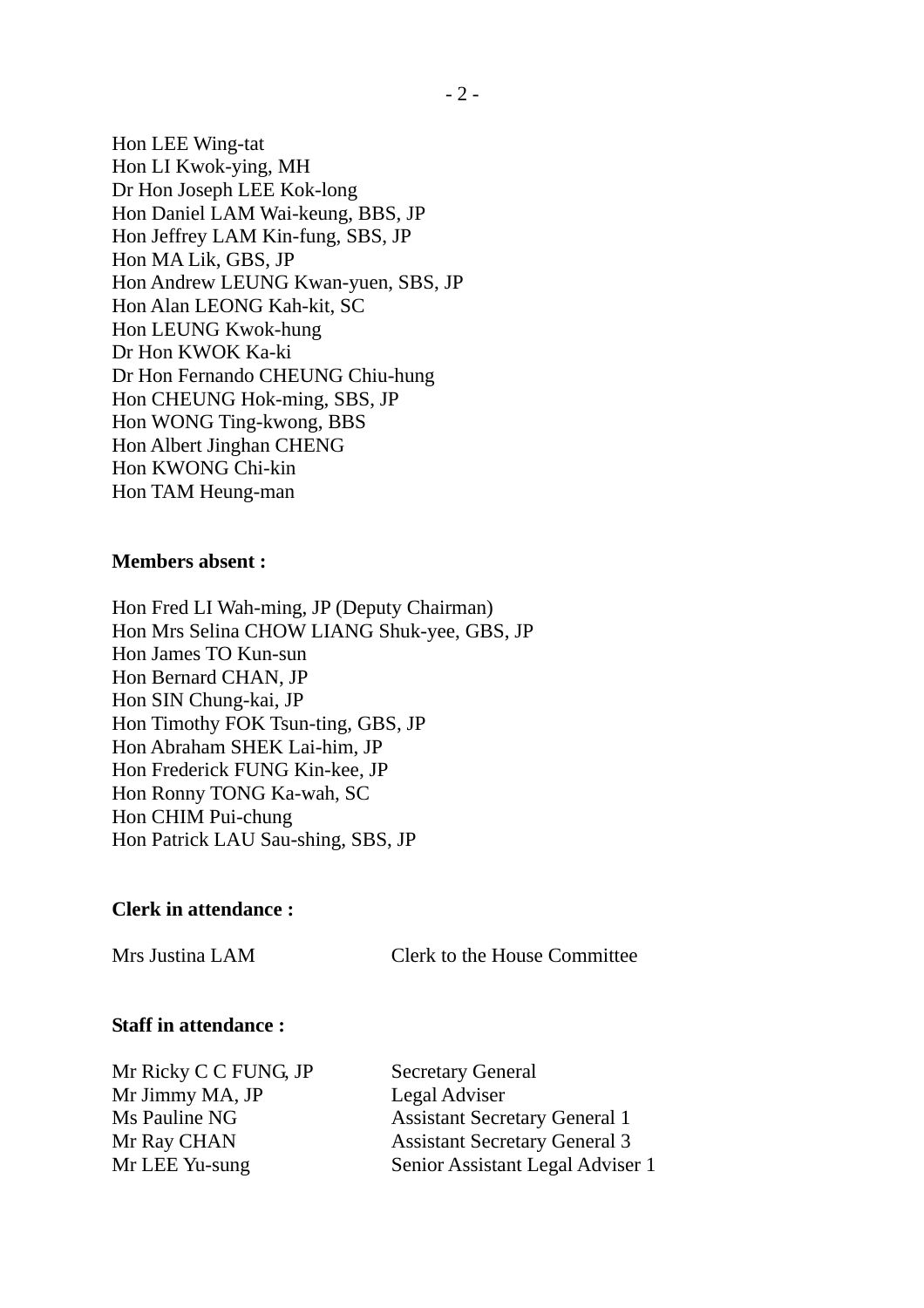Hon LEE Wing-tat
Hon LI Kwok-ying, MH
Dr Hon Joseph LEE Kok-long
Hon Daniel LAM Wai-keung, BBS, JP
Hon Jeffrey LAM Kin-fung, SBS, JP
Hon MA Lik, GBS, JP
Hon Andrew LEUNG Kwan-yuen, SBS, JP
Hon Alan LEONG Kah-kit, SC
Hon LEUNG Kwok-hung
Dr Hon KWOK Ka-ki
Dr Hon Fernando CHEUNG Chiu-hung
Hon CHEUNG Hok-ming, SBS, JP
Hon WONG Ting-kwong, BBS
Hon Albert Jinghan CHENG
Hon KWONG Chi-kin
Hon TAM Heung-man

**Members absent :**

Hon Fred LI Wah-ming, JP (Deputy Chairman)
Hon Mrs Selina CHOW LIANG Shuk-yee, GBS, JP
Hon James TO Kun-sun
Hon Bernard CHAN, JP
Hon SIN Chung-kai, JP
Hon Timothy FOK Tsun-ting, GBS, JP
Hon Abraham SHEK Lai-him, JP
Hon Frederick FUNG Kin-kee, JP
Hon Ronny TONG Ka-wah, SC
Hon CHIM Pui-chung
Hon Patrick LAU Sau-shing, SBS, JP

**Clerk in attendance :**

| | |
|---|---|
| Mrs Justina LAM | Clerk to the House Committee |

**Staff in attendance :**

| | |
|---|---|
| Mr Ricky C C FUNG, JP | Secretary General |
| Mr Jimmy MA, JP | Legal Adviser |
| Ms Pauline NG | Assistant Secretary General 1 |
| Mr Ray CHAN | Assistant Secretary General 3 |
| Mr LEE Yu-sung | Senior Assistant Legal Adviser 1 |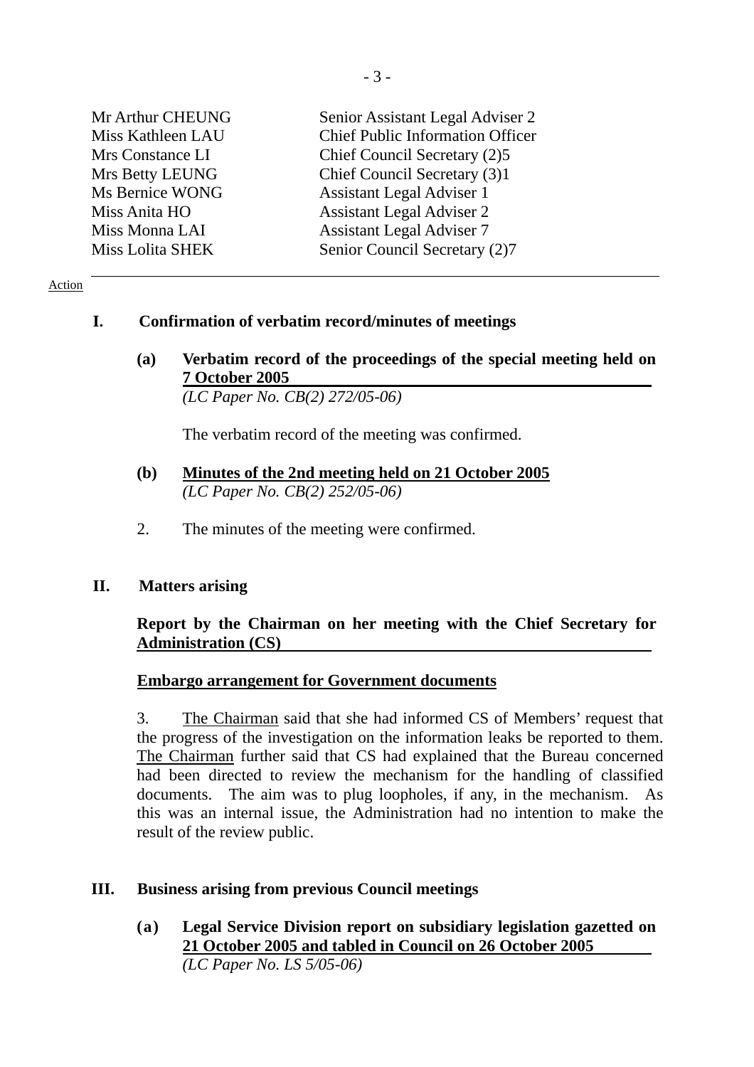| | |
|---|---|
| Mr Arthur CHEUNG | Senior Assistant Legal Adviser 2 |
| Miss Kathleen LAU | Chief Public Information Officer |
| Mrs Constance LI | Chief Council Secretary (2)5 |
| Mrs Betty LEUNG | Chief Council Secretary (3)1 |
| Ms Bernice WONG | Assistant Legal Adviser 1 |
| Miss Anita HO | Assistant Legal Adviser 2 |
| Miss Monna LAI | Assistant Legal Adviser 7 |
| Miss Lolita SHEK | Senior Council Secretary (2)7 |

---

Action

## I. Confirmation of verbatim record/minutes of meetings

**(a) Verbatim record of the proceedings of the special meeting held on 7 October 2005**
*(LC Paper No. CB(2) 272/05-06)*

The verbatim record of the meeting was confirmed.

**(b) Minutes of the 2nd meeting held on 21 October 2005**
*(LC Paper No. CB(2) 252/05-06)*

2. The minutes of the meeting were confirmed.

## II. Matters arising

**Report by the Chairman on her meeting with the Chief Secretary for Administration (CS)**

**Embargo arrangement for Government documents**

3. The Chairman said that she had informed CS of Members' request that the progress of the investigation on the information leaks be reported to them. The Chairman further said that CS had explained that the Bureau concerned had been directed to review the mechanism for the handling of classified documents. The aim was to plug loopholes, if any, in the mechanism. As this was an internal issue, the Administration had no intention to make the result of the review public.

## III. Business arising from previous Council meetings

**(a) Legal Service Division report on subsidiary legislation gazetted on 21 October 2005 and tabled in Council on 26 October 2005**
*(LC Paper No. LS 5/05-06)*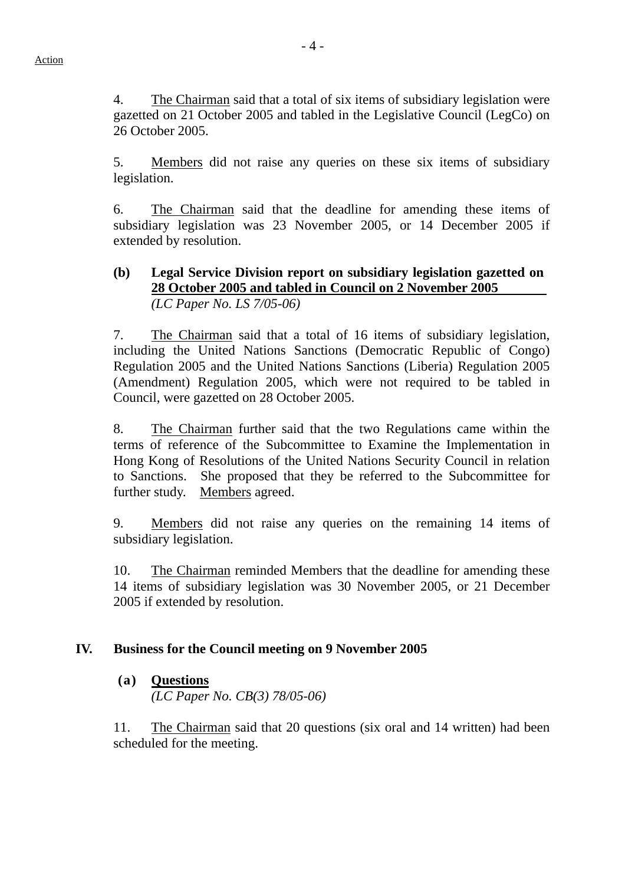Action

4. The Chairman said that a total of six items of subsidiary legislation were gazetted on 21 October 2005 and tabled in the Legislative Council (LegCo) on 26 October 2005.

5. Members did not raise any queries on these six items of subsidiary legislation.

6. The Chairman said that the deadline for amending these items of subsidiary legislation was 23 November 2005, or 14 December 2005 if extended by resolution.

**(b) Legal Service Division report on subsidiary legislation gazetted on 28 October 2005 and tabled in Council on 2 November 2005**
*(LC Paper No. LS 7/05-06)*

7. The Chairman said that a total of 16 items of subsidiary legislation, including the United Nations Sanctions (Democratic Republic of Congo) Regulation 2005 and the United Nations Sanctions (Liberia) Regulation 2005 (Amendment) Regulation 2005, which were not required to be tabled in Council, were gazetted on 28 October 2005.

8. The Chairman further said that the two Regulations came within the terms of reference of the Subcommittee to Examine the Implementation in Hong Kong of Resolutions of the United Nations Security Council in relation to Sanctions. She proposed that they be referred to the Subcommittee for further study. Members agreed.

9. Members did not raise any queries on the remaining 14 items of subsidiary legislation.

10. The Chairman reminded Members that the deadline for amending these 14 items of subsidiary legislation was 30 November 2005, or 21 December 2005 if extended by resolution.

## IV. Business for the Council meeting on 9 November 2005

**(a) Questions**
*(LC Paper No. CB(3) 78/05-06)*

11. The Chairman said that 20 questions (six oral and 14 written) had been scheduled for the meeting.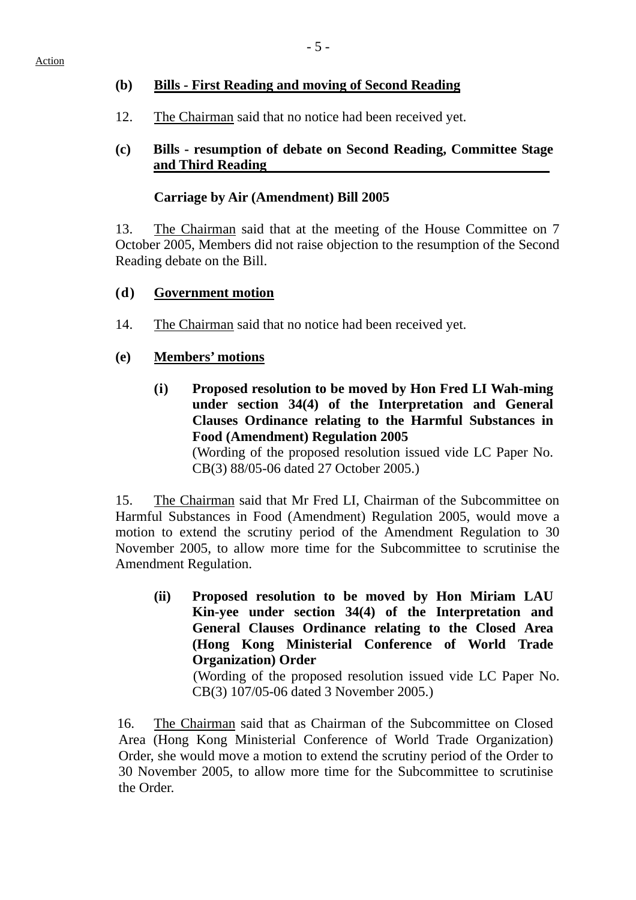Action

**(b) <u>Bills - First Reading and moving of Second Reading</u>**

12. <u>The Chairman</u> said that no notice had been received yet.

**(c) <u>Bills - resumption of debate on Second Reading, Committee Stage and Third Reading</u>**

**Carriage by Air (Amendment) Bill 2005**

13. <u>The Chairman</u> said that at the meeting of the House Committee on 7 October 2005, Members did not raise objection to the resumption of the Second Reading debate on the Bill.

**(d) <u>Government motion</u>**

14. <u>The Chairman</u> said that no notice had been received yet.

**(e) <u>Members' motions</u>**

**(i) Proposed resolution to be moved by Hon Fred LI Wah-ming under section 34(4) of the Interpretation and General Clauses Ordinance relating to the Harmful Substances in Food (Amendment) Regulation 2005**
(Wording of the proposed resolution issued vide LC Paper No. CB(3) 88/05-06 dated 27 October 2005.)

15. <u>The Chairman</u> said that Mr Fred LI, Chairman of the Subcommittee on Harmful Substances in Food (Amendment) Regulation 2005, would move a motion to extend the scrutiny period of the Amendment Regulation to 30 November 2005, to allow more time for the Subcommittee to scrutinise the Amendment Regulation.

**(ii) Proposed resolution to be moved by Hon Miriam LAU Kin-yee under section 34(4) of the Interpretation and General Clauses Ordinance relating to the Closed Area (Hong Kong Ministerial Conference of World Trade Organization) Order**
(Wording of the proposed resolution issued vide LC Paper No. CB(3) 107/05-06 dated 3 November 2005.)

16. <u>The Chairman</u> said that as Chairman of the Subcommittee on Closed Area (Hong Kong Ministerial Conference of World Trade Organization) Order, she would move a motion to extend the scrutiny period of the Order to 30 November 2005, to allow more time for the Subcommittee to scrutinise the Order.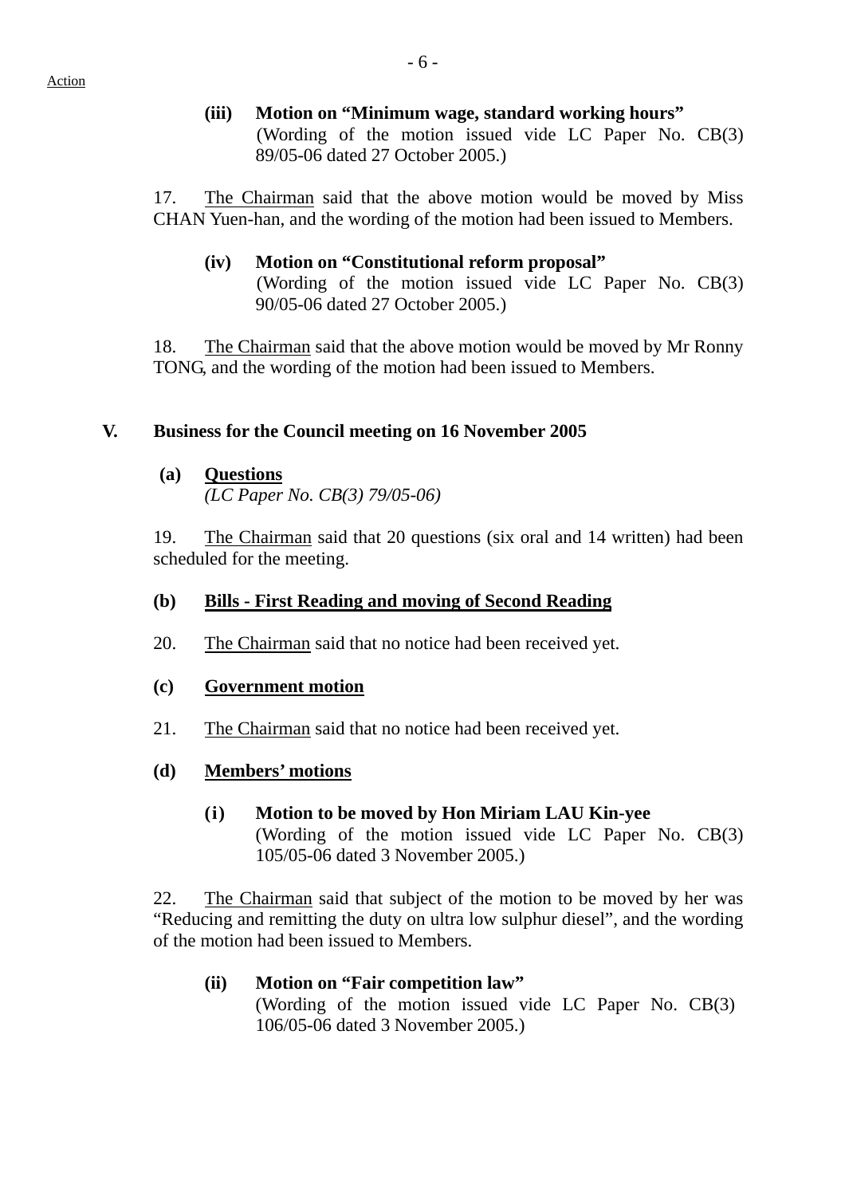Action

**(iii) Motion on "Minimum wage, standard working hours"**
(Wording of the motion issued vide LC Paper No. CB(3) 89/05-06 dated 27 October 2005.)

17. The Chairman said that the above motion would be moved by Miss CHAN Yuen-han, and the wording of the motion had been issued to Members.

**(iv) Motion on "Constitutional reform proposal"**
(Wording of the motion issued vide LC Paper No. CB(3) 90/05-06 dated 27 October 2005.)

18. The Chairman said that the above motion would be moved by Mr Ronny TONG, and the wording of the motion had been issued to Members.

## V. Business for the Council meeting on 16 November 2005

**(a) Questions**
*(LC Paper No. CB(3) 79/05-06)*

19. The Chairman said that 20 questions (six oral and 14 written) had been scheduled for the meeting.

**(b) Bills - First Reading and moving of Second Reading**

20. The Chairman said that no notice had been received yet.

**(c) Government motion**

21. The Chairman said that no notice had been received yet.

**(d) Members' motions**

**(i) Motion to be moved by Hon Miriam LAU Kin-yee**
(Wording of the motion issued vide LC Paper No. CB(3) 105/05-06 dated 3 November 2005.)

22. The Chairman said that subject of the motion to be moved by her was "Reducing and remitting the duty on ultra low sulphur diesel", and the wording of the motion had been issued to Members.

**(ii) Motion on "Fair competition law"**
(Wording of the motion issued vide LC Paper No. CB(3) 106/05-06 dated 3 November 2005.)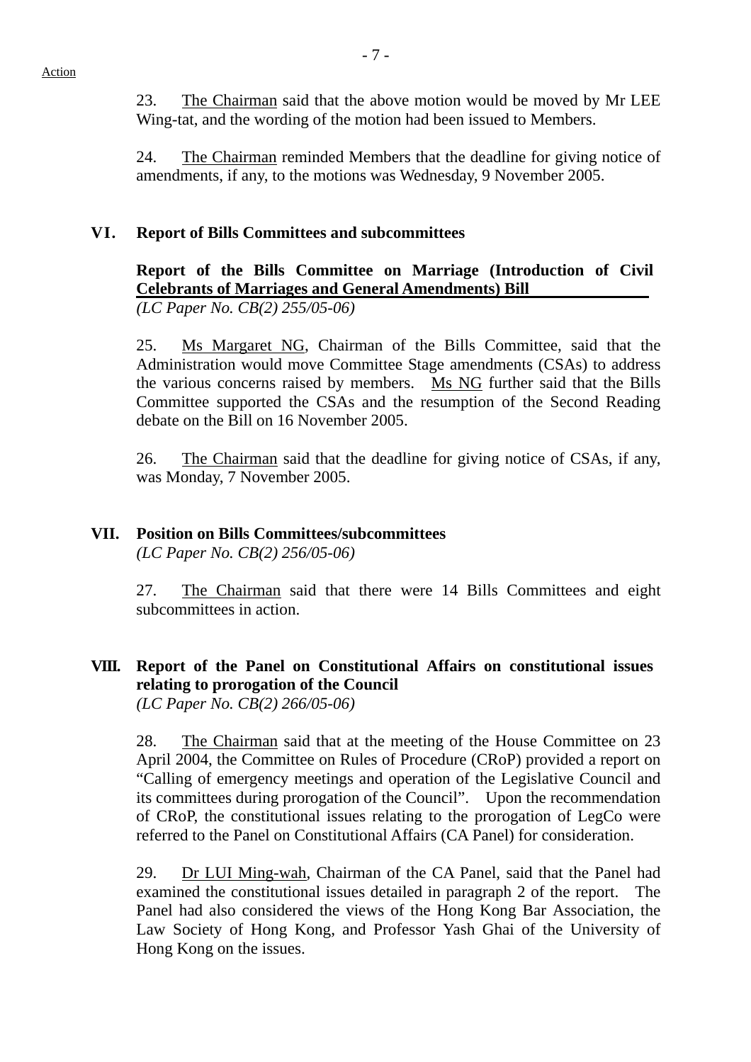Action

23. The Chairman said that the above motion would be moved by Mr LEE Wing-tat, and the wording of the motion had been issued to Members.

24. The Chairman reminded Members that the deadline for giving notice of amendments, if any, to the motions was Wednesday, 9 November 2005.

## VI. Report of Bills Committees and subcommittees

**Report of the Bills Committee on Marriage (Introduction of Civil Celebrants of Marriages and General Amendments) Bill**
*(LC Paper No. CB(2) 255/05-06)*

25. Ms Margaret NG, Chairman of the Bills Committee, said that the Administration would move Committee Stage amendments (CSAs) to address the various concerns raised by members. Ms NG further said that the Bills Committee supported the CSAs and the resumption of the Second Reading debate on the Bill on 16 November 2005.

26. The Chairman said that the deadline for giving notice of CSAs, if any, was Monday, 7 November 2005.

## VII. Position on Bills Committees/subcommittees

*(LC Paper No. CB(2) 256/05-06)*

27. The Chairman said that there were 14 Bills Committees and eight subcommittees in action.

## VIII. Report of the Panel on Constitutional Affairs on constitutional issues relating to prorogation of the Council

*(LC Paper No. CB(2) 266/05-06)*

28. The Chairman said that at the meeting of the House Committee on 23 April 2004, the Committee on Rules of Procedure (CRoP) provided a report on "Calling of emergency meetings and operation of the Legislative Council and its committees during prorogation of the Council". Upon the recommendation of CRoP, the constitutional issues relating to the prorogation of LegCo were referred to the Panel on Constitutional Affairs (CA Panel) for consideration.

29. Dr LUI Ming-wah, Chairman of the CA Panel, said that the Panel had examined the constitutional issues detailed in paragraph 2 of the report. The Panel had also considered the views of the Hong Kong Bar Association, the Law Society of Hong Kong, and Professor Yash Ghai of the University of Hong Kong on the issues.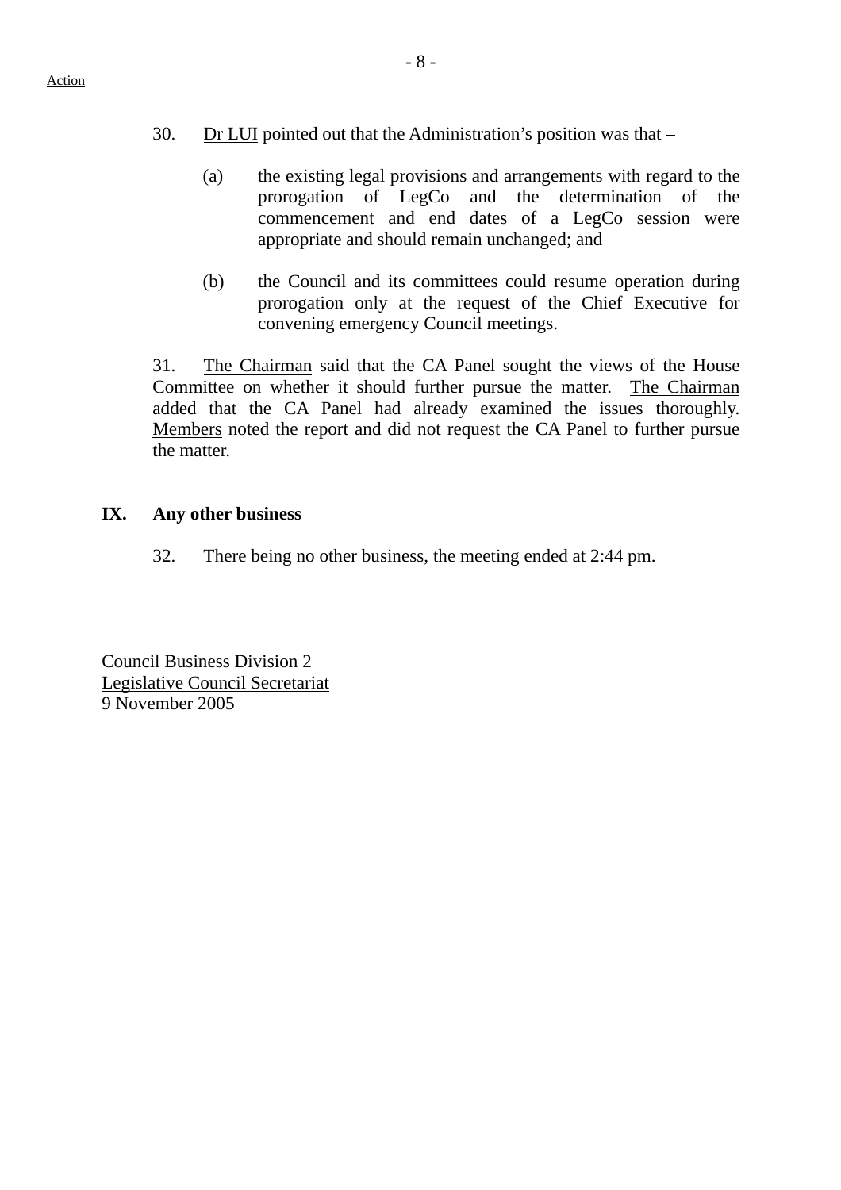30. Dr LUI pointed out that the Administration's position was that –

(a) the existing legal provisions and arrangements with regard to the prorogation of LegCo and the determination of the commencement and end dates of a LegCo session were appropriate and should remain unchanged; and

(b) the Council and its committees could resume operation during prorogation only at the request of the Chief Executive for convening emergency Council meetings.

31. The Chairman said that the CA Panel sought the views of the House Committee on whether it should further pursue the matter. The Chairman added that the CA Panel had already examined the issues thoroughly. Members noted the report and did not request the CA Panel to further pursue the matter.

## IX. Any other business

32. There being no other business, the meeting ended at 2:44 pm.

Council Business Division 2
Legislative Council Secretariat
9 November 2005